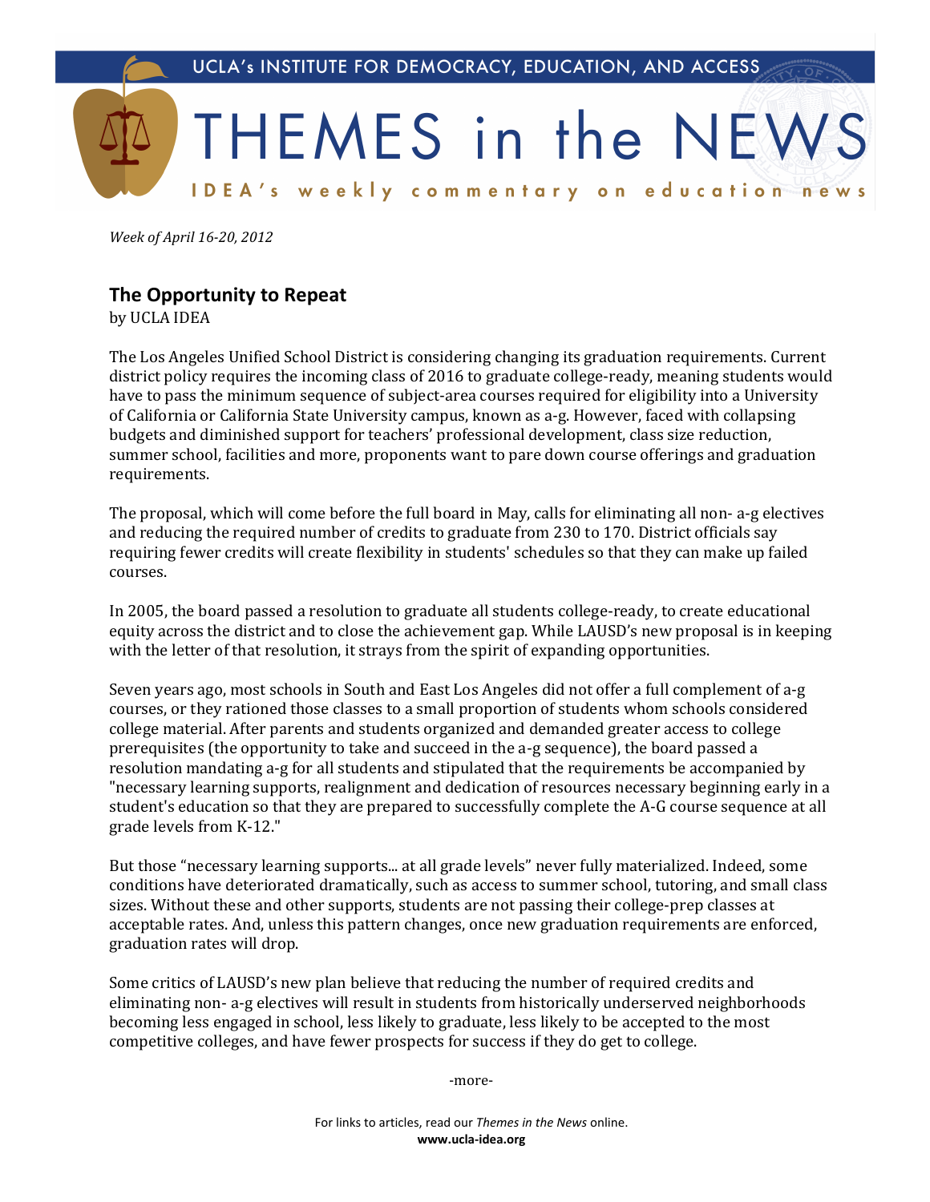UCLA's INSTITUTE FOR DEMOCRACY, EDUCATION, AND ACCESS

# THEMES in the NEWS

IDEA's weekly commentary on education news

*Week of April 16-20, 2012*

## The Opportunity to Repeat

by UCLA IDEA

The Los Angeles Unified School District is considering changing its graduation requirements. Current district policy requires the incoming class of 2016 to graduate college-ready, meaning students would have to pass the minimum sequence of subject-area courses required for eligibility into a University of California or California State University campus, known as a-g. However, faced with collapsing budgets and diminished support for teachers' professional development, class size reduction, summer school, facilities and more, proponents want to pare down course offerings and graduation requirements.

The proposal, which will come before the full board in May, calls for eliminating all non- a-g electives and reducing the required number of credits to graduate from 230 to 170. District officials say requiring fewer credits will create flexibility in students' schedules so that they can make up failed courses.

In 2005, the board passed a resolution to graduate all students college-ready, to create educational equity across the district and to close the achievement gap. While LAUSD's new proposal is in keeping with the letter of that resolution, it strays from the spirit of expanding opportunities.

Seven years ago, most schools in South and East Los Angeles did not offer a full complement of a-g courses, or they rationed those classes to a small proportion of students whom schools considered college material. After parents and students organized and demanded greater access to college prerequisites (the opportunity to take and succeed in the a-g sequence), the board passed a resolution mandating a-g for all students and stipulated that the requirements be accompanied by "necessary learning supports, realignment and dedication of resources necessary beginning early in a student's education so that they are prepared to successfully complete the A-G course sequence at all grade levels from K-12."

But those "necessary learning supports... at all grade levels" never fully materialized. Indeed, some conditions have deteriorated dramatically, such as access to summer school, tutoring, and small class sizes. Without these and other supports, students are not passing their college-prep classes at acceptable rates. And, unless this pattern changes, once new graduation requirements are enforced, graduation rates will drop.

Some critics of LAUSD's new plan believe that reducing the number of required credits and eliminating non- a-g electives will result in students from historically underserved neighborhoods becoming less engaged in school, less likely to graduate, less likely to be accepted to the most competitive colleges, and have fewer prospects for success if they do get to college.

-more-

For links to articles, read our *Themes in the News* online.
**www.ucla-idea.org**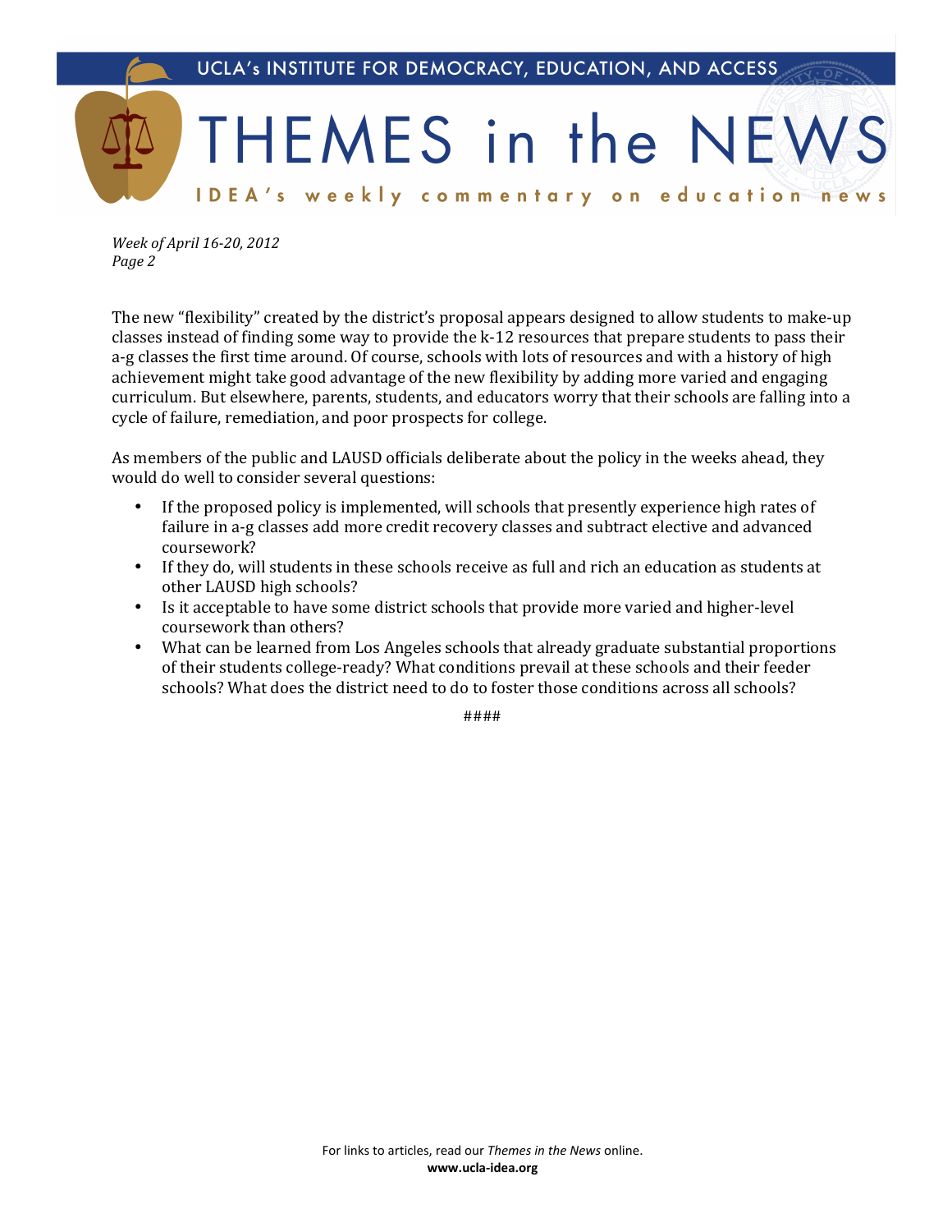*Week of April 16-20, 2012*
*Page 2*

The new "flexibility" created by the district's proposal appears designed to allow students to make-up classes instead of finding some way to provide the k-12 resources that prepare students to pass their a-g classes the first time around. Of course, schools with lots of resources and with a history of high achievement might take good advantage of the new flexibility by adding more varied and engaging curriculum. But elsewhere, parents, students, and educators worry that their schools are falling into a cycle of failure, remediation, and poor prospects for college.

As members of the public and LAUSD officials deliberate about the policy in the weeks ahead, they would do well to consider several questions:

- If the proposed policy is implemented, will schools that presently experience high rates of failure in a-g classes add more credit recovery classes and subtract elective and advanced coursework?
- If they do, will students in these schools receive as full and rich an education as students at other LAUSD high schools?
- Is it acceptable to have some district schools that provide more varied and higher-level coursework than others?
- What can be learned from Los Angeles schools that already graduate substantial proportions of their students college-ready? What conditions prevail at these schools and their feeder schools? What does the district need to do to foster those conditions across all schools?

####

For links to articles, read our *Themes in the News* online.
**www.ucla-idea.org**